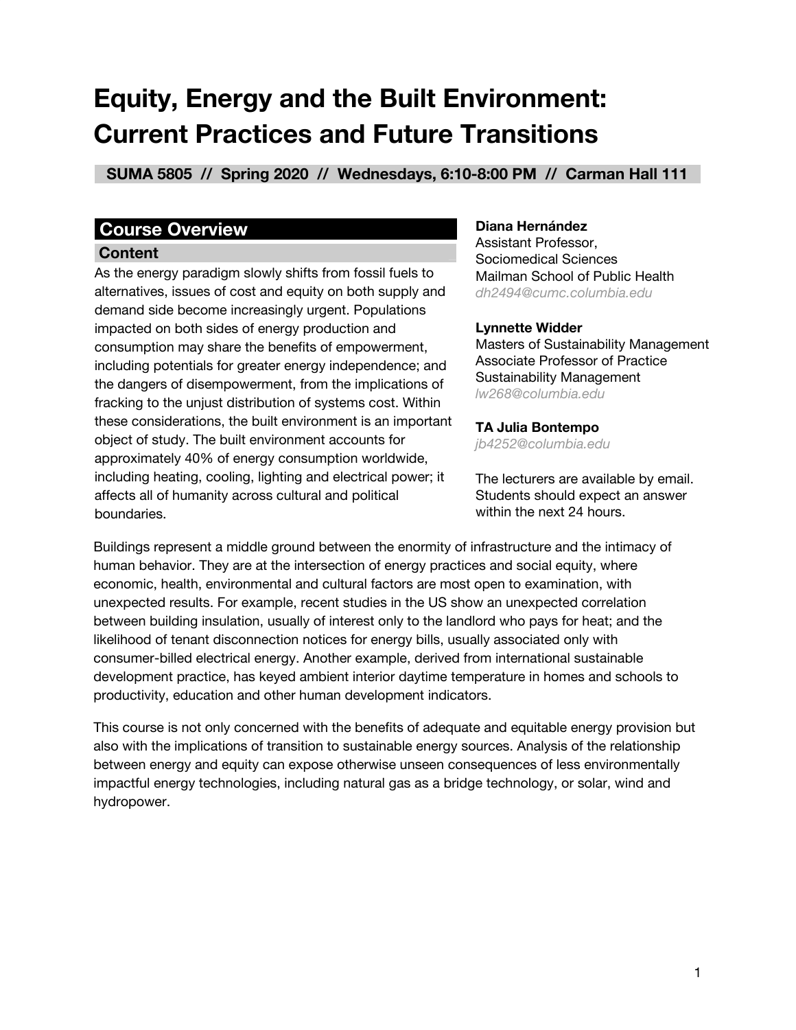# Equity, Energy and the Built Environment: Current Practices and Future Transitions

**SUMA 5805 // Spring 2020 // Wednesdays, 6:10-8:00 PM // Carman Hall 111**

**Diana Hernández**
Assistant Professor,
Sociomedical Sciences
Mailman School of Public Health
*dh2494@cumc.columbia.edu*

**Lynnette Widder**
Masters of Sustainability Management
Associate Professor of Practice
Sustainability Management
*lw268@columbia.edu*

**TA Julia Bontempo**
*jb4252@columbia.edu*

The lecturers are available by email. Students should expect an answer within the next 24 hours.

## Course Overview

### Content

As the energy paradigm slowly shifts from fossil fuels to alternatives, issues of cost and equity on both supply and demand side become increasingly urgent. Populations impacted on both sides of energy production and consumption may share the benefits of empowerment, including potentials for greater energy independence; and the dangers of disempowerment, from the implications of fracking to the unjust distribution of systems cost. Within these considerations, the built environment is an important object of study. The built environment accounts for approximately 40% of energy consumption worldwide, including heating, cooling, lighting and electrical power; it affects all of humanity across cultural and political boundaries.

Buildings represent a middle ground between the enormity of infrastructure and the intimacy of human behavior. They are at the intersection of energy practices and social equity, where economic, health, environmental and cultural factors are most open to examination, with unexpected results. For example, recent studies in the US show an unexpected correlation between building insulation, usually of interest only to the landlord who pays for heat; and the likelihood of tenant disconnection notices for energy bills, usually associated only with consumer-billed electrical energy. Another example, derived from international sustainable development practice, has keyed ambient interior daytime temperature in homes and schools to productivity, education and other human development indicators.

This course is not only concerned with the benefits of adequate and equitable energy provision but also with the implications of transition to sustainable energy sources. Analysis of the relationship between energy and equity can expose otherwise unseen consequences of less environmentally impactful energy technologies, including natural gas as a bridge technology, or solar, wind and hydropower.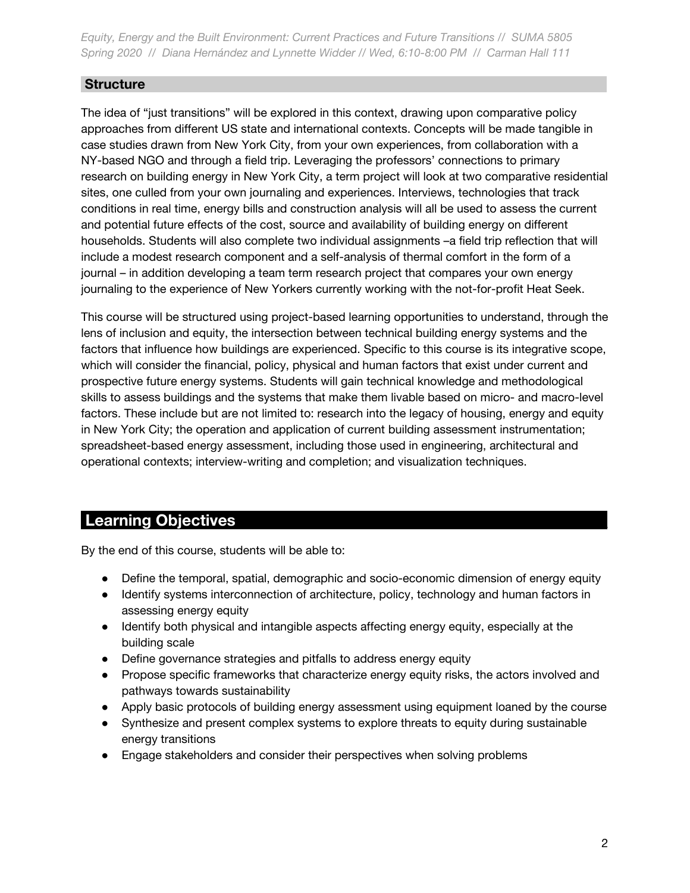## Structure

The idea of "just transitions" will be explored in this context, drawing upon comparative policy approaches from different US state and international contexts. Concepts will be made tangible in case studies drawn from New York City, from your own experiences, from collaboration with a NY-based NGO and through a field trip. Leveraging the professors' connections to primary research on building energy in New York City, a term project will look at two comparative residential sites, one culled from your own journaling and experiences. Interviews, technologies that track conditions in real time, energy bills and construction analysis will all be used to assess the current and potential future effects of the cost, source and availability of building energy on different households. Students will also complete two individual assignments –a field trip reflection that will include a modest research component and a self-analysis of thermal comfort in the form of a journal – in addition developing a team term research project that compares your own energy journaling to the experience of New Yorkers currently working with the not-for-profit Heat Seek.

This course will be structured using project-based learning opportunities to understand, through the lens of inclusion and equity, the intersection between technical building energy systems and the factors that influence how buildings are experienced. Specific to this course is its integrative scope, which will consider the financial, policy, physical and human factors that exist under current and prospective future energy systems. Students will gain technical knowledge and methodological skills to assess buildings and the systems that make them livable based on micro- and macro-level factors. These include but are not limited to: research into the legacy of housing, energy and equity in New York City; the operation and application of current building assessment instrumentation; spreadsheet-based energy assessment, including those used in engineering, architectural and operational contexts; interview-writing and completion; and visualization techniques.

## Learning Objectives

By the end of this course, students will be able to:

- Define the temporal, spatial, demographic and socio-economic dimension of energy equity
- Identify systems interconnection of architecture, policy, technology and human factors in assessing energy equity
- Identify both physical and intangible aspects affecting energy equity, especially at the building scale
- Define governance strategies and pitfalls to address energy equity
- Propose specific frameworks that characterize energy equity risks, the actors involved and pathways towards sustainability
- Apply basic protocols of building energy assessment using equipment loaned by the course
- Synthesize and present complex systems to explore threats to equity during sustainable energy transitions
- Engage stakeholders and consider their perspectives when solving problems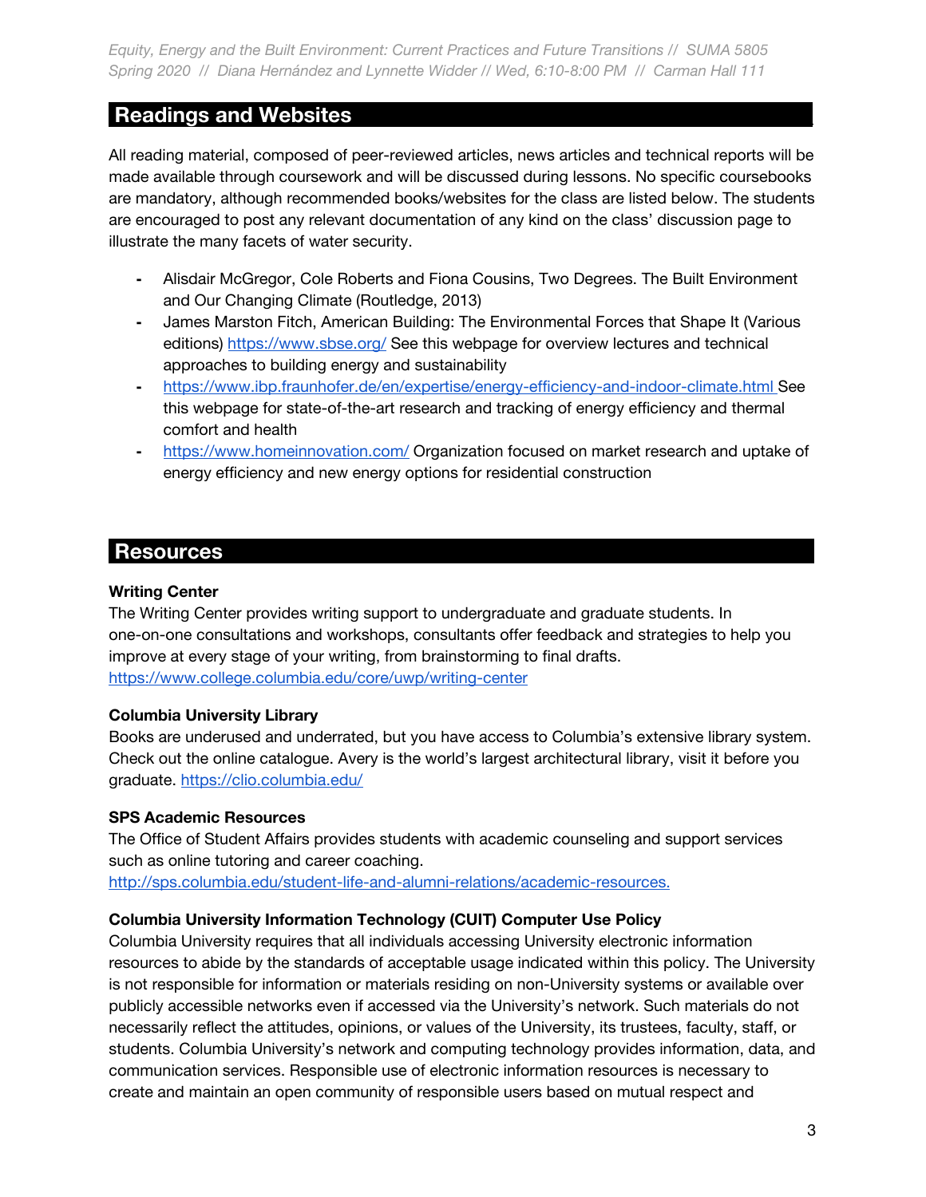## Readings and Websites

All reading material, composed of peer-reviewed articles, news articles and technical reports will be made available through coursework and will be discussed during lessons. No specific coursebooks are mandatory, although recommended books/websites for the class are listed below. The students are encouraged to post any relevant documentation of any kind on the class' discussion page to illustrate the many facets of water security.

- Alisdair McGregor, Cole Roberts and Fiona Cousins, Two Degrees. The Built Environment and Our Changing Climate (Routledge, 2013)
- James Marston Fitch, American Building: The Environmental Forces that Shape It (Various editions) https://www.sbse.org/ See this webpage for overview lectures and technical approaches to building energy and sustainability
- https://www.ibp.fraunhofer.de/en/expertise/energy-efficiency-and-indoor-climate.html See this webpage for state-of-the-art research and tracking of energy efficiency and thermal comfort and health
- https://www.homeinnovation.com/ Organization focused on market research and uptake of energy efficiency and new energy options for residential construction

## Resources

**Writing Center**
The Writing Center provides writing support to undergraduate and graduate students. In one-on-one consultations and workshops, consultants offer feedback and strategies to help you improve at every stage of your writing, from brainstorming to final drafts.
https://www.college.columbia.edu/core/uwp/writing-center

**Columbia University Library**
Books are underused and underrated, but you have access to Columbia's extensive library system. Check out the online catalogue. Avery is the world's largest architectural library, visit it before you graduate. https://clio.columbia.edu/

**SPS Academic Resources**
The Office of Student Affairs provides students with academic counseling and support services such as online tutoring and career coaching.
http://sps.columbia.edu/student-life-and-alumni-relations/academic-resources.

**Columbia University Information Technology (CUIT) Computer Use Policy**
Columbia University requires that all individuals accessing University electronic information resources to abide by the standards of acceptable usage indicated within this policy. The University is not responsible for information or materials residing on non-University systems or available over publicly accessible networks even if accessed via the University's network. Such materials do not necessarily reflect the attitudes, opinions, or values of the University, its trustees, faculty, staff, or students. Columbia University's network and computing technology provides information, data, and communication services. Responsible use of electronic information resources is necessary to create and maintain an open community of responsible users based on mutual respect and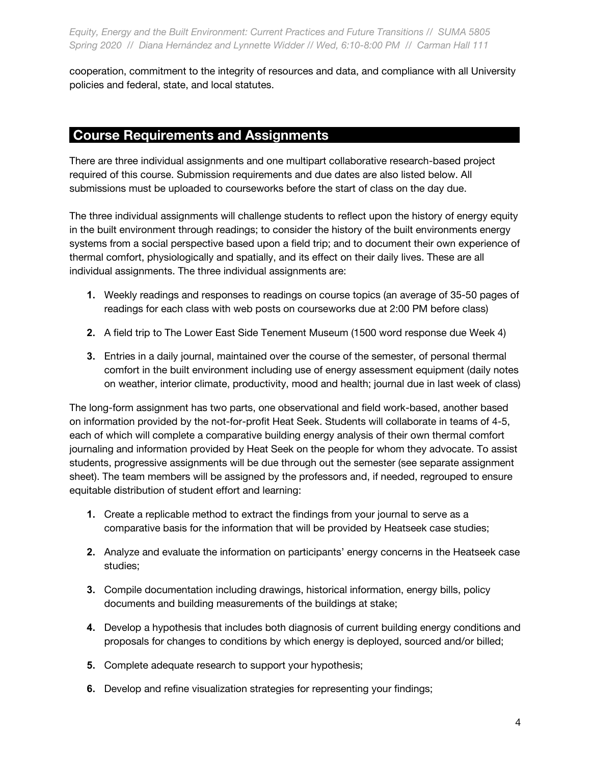cooperation, commitment to the integrity of resources and data, and compliance with all University policies and federal, state, and local statutes.

## Course Requirements and Assignments

There are three individual assignments and one multipart collaborative research-based project required of this course. Submission requirements and due dates are also listed below. All submissions must be uploaded to courseworks before the start of class on the day due.

The three individual assignments will challenge students to reflect upon the history of energy equity in the built environment through readings; to consider the history of the built environments energy systems from a social perspective based upon a field trip; and to document their own experience of thermal comfort, physiologically and spatially, and its effect on their daily lives. These are all individual assignments. The three individual assignments are:

1. Weekly readings and responses to readings on course topics (an average of 35-50 pages of readings for each class with web posts on courseworks due at 2:00 PM before class)
2. A field trip to The Lower East Side Tenement Museum (1500 word response due Week 4)
3. Entries in a daily journal, maintained over the course of the semester, of personal thermal comfort in the built environment including use of energy assessment equipment (daily notes on weather, interior climate, productivity, mood and health; journal due in last week of class)

The long-form assignment has two parts, one observational and field work-based, another based on information provided by the not-for-profit Heat Seek. Students will collaborate in teams of 4-5, each of which will complete a comparative building energy analysis of their own thermal comfort journaling and information provided by Heat Seek on the people for whom they advocate. To assist students, progressive assignments will be due through out the semester (see separate assignment sheet). The team members will be assigned by the professors and, if needed, regrouped to ensure equitable distribution of student effort and learning:

1. Create a replicable method to extract the findings from your journal to serve as a comparative basis for the information that will be provided by Heatseek case studies;
2. Analyze and evaluate the information on participants' energy concerns in the Heatseek case studies;
3. Compile documentation including drawings, historical information, energy bills, policy documents and building measurements of the buildings at stake;
4. Develop a hypothesis that includes both diagnosis of current building energy conditions and proposals for changes to conditions by which energy is deployed, sourced and/or billed;
5. Complete adequate research to support your hypothesis;
6. Develop and refine visualization strategies for representing your findings;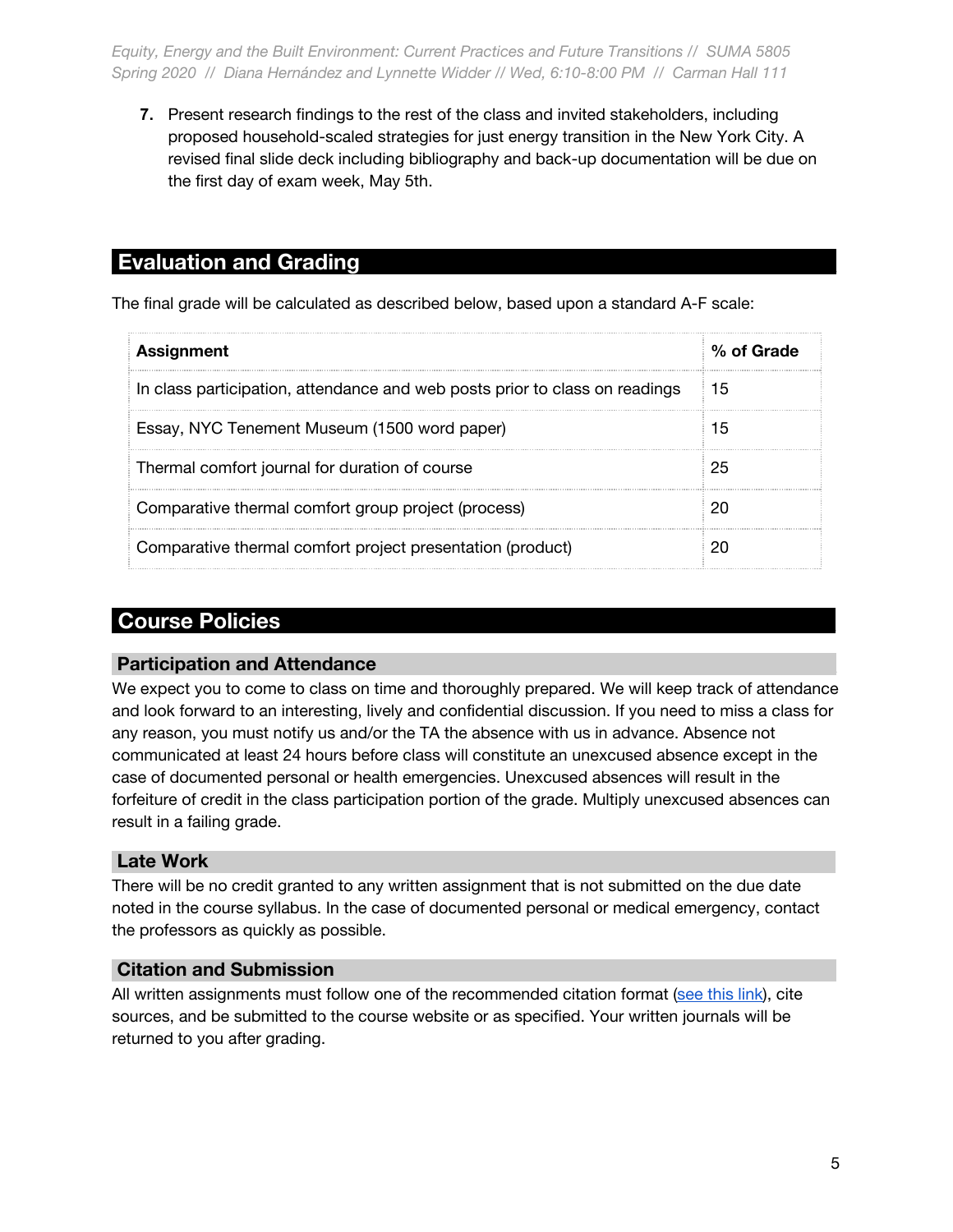7. Present research findings to the rest of the class and invited stakeholders, including proposed household-scaled strategies for just energy transition in the New York City. A revised final slide deck including bibliography and back-up documentation will be due on the first day of exam week, May 5th.

## Evaluation and Grading

The final grade will be calculated as described below, based upon a standard A-F scale:

| Assignment | % of Grade |
|---|---|
| In class participation, attendance and web posts prior to class on readings | 15 |
| Essay, NYC Tenement Museum (1500 word paper) | 15 |
| Thermal comfort journal for duration of course | 25 |
| Comparative thermal comfort group project (process) | 20 |
| Comparative thermal comfort project presentation (product) | 20 |

## Course Policies

### Participation and Attendance

We expect you to come to class on time and thoroughly prepared. We will keep track of attendance and look forward to an interesting, lively and confidential discussion. If you need to miss a class for any reason, you must notify us and/or the TA the absence with us in advance. Absence not communicated at least 24 hours before class will constitute an unexcused absence except in the case of documented personal or health emergencies. Unexcused absences will result in the forfeiture of credit in the class participation portion of the grade. Multiply unexcused absences can result in a failing grade.

### Late Work

There will be no credit granted to any written assignment that is not submitted on the due date noted in the course syllabus. In the case of documented personal or medical emergency, contact the professors as quickly as possible.

### Citation and Submission

All written assignments must follow one of the recommended citation format (see this link), cite sources, and be submitted to the course website or as specified. Your written journals will be returned to you after grading.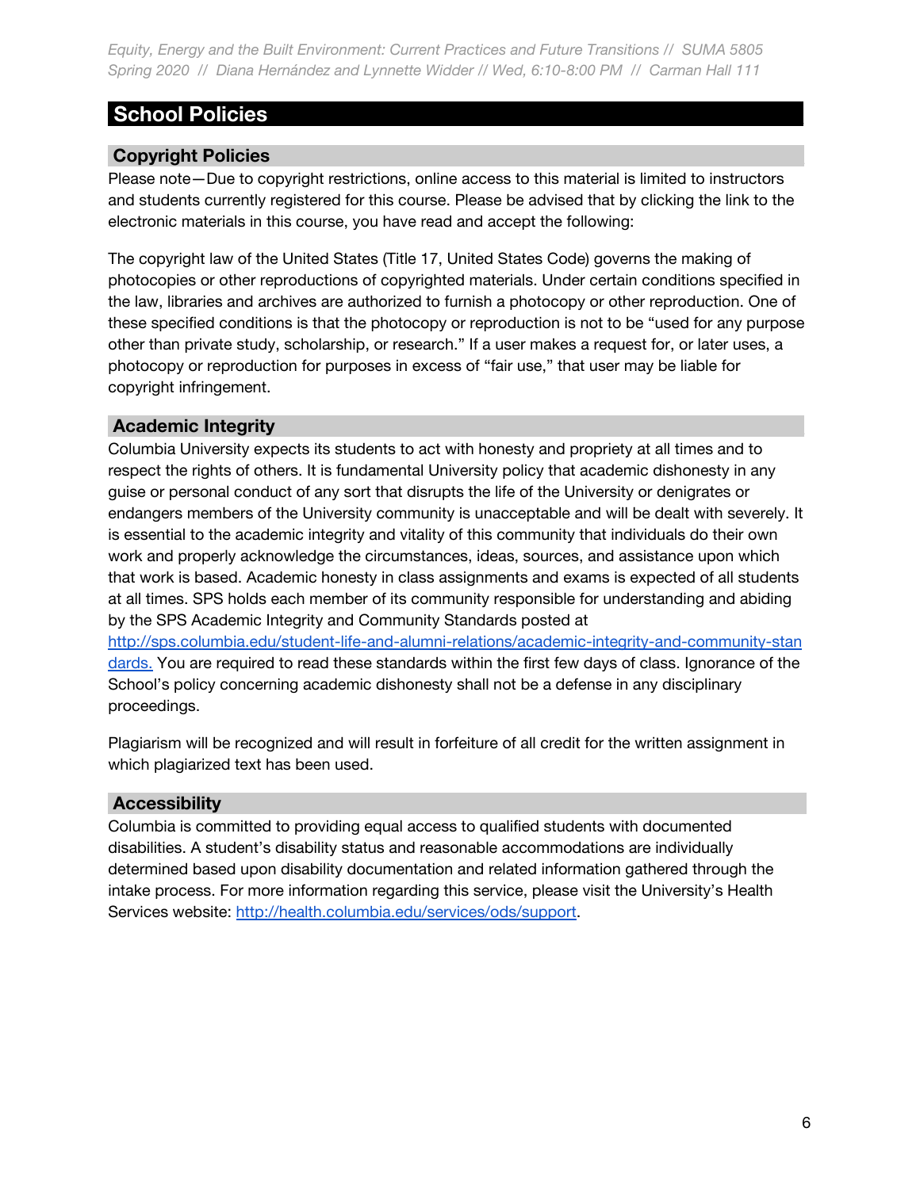## School Policies

### Copyright Policies

Please note—Due to copyright restrictions, online access to this material is limited to instructors and students currently registered for this course. Please be advised that by clicking the link to the electronic materials in this course, you have read and accept the following:

The copyright law of the United States (Title 17, United States Code) governs the making of photocopies or other reproductions of copyrighted materials. Under certain conditions specified in the law, libraries and archives are authorized to furnish a photocopy or other reproduction. One of these specified conditions is that the photocopy or reproduction is not to be "used for any purpose other than private study, scholarship, or research." If a user makes a request for, or later uses, a photocopy or reproduction for purposes in excess of "fair use," that user may be liable for copyright infringement.

### Academic Integrity

Columbia University expects its students to act with honesty and propriety at all times and to respect the rights of others. It is fundamental University policy that academic dishonesty in any guise or personal conduct of any sort that disrupts the life of the University or denigrates or endangers members of the University community is unacceptable and will be dealt with severely. It is essential to the academic integrity and vitality of this community that individuals do their own work and properly acknowledge the circumstances, ideas, sources, and assistance upon which that work is based. Academic honesty in class assignments and exams is expected of all students at all times. SPS holds each member of its community responsible for understanding and abiding by the SPS Academic Integrity and Community Standards posted at [http://sps.columbia.edu/student-life-and-alumni-relations/academic-integrity-and-community-standards.](http://sps.columbia.edu/student-life-and-alumni-relations/academic-integrity-and-community-standards) You are required to read these standards within the first few days of class. Ignorance of the School's policy concerning academic dishonesty shall not be a defense in any disciplinary proceedings.

Plagiarism will be recognized and will result in forfeiture of all credit for the written assignment in which plagiarized text has been used.

### Accessibility

Columbia is committed to providing equal access to qualified students with documented disabilities. A student's disability status and reasonable accommodations are individually determined based upon disability documentation and related information gathered through the intake process. For more information regarding this service, please visit the University's Health Services website: [http://health.columbia.edu/services/ods/support](http://health.columbia.edu/services/ods/support).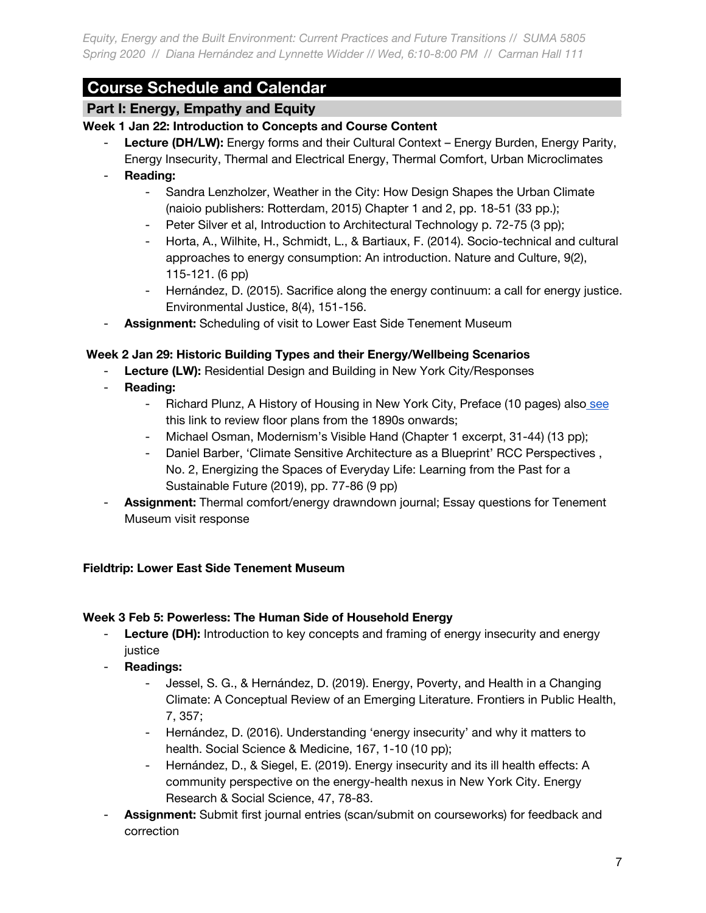## Course Schedule and Calendar

### Part I: Energy, Empathy and Equity

**Week 1 Jan 22: Introduction to Concepts and Course Content**

- **Lecture (DH/LW):** Energy forms and their Cultural Context – Energy Burden, Energy Parity, Energy Insecurity, Thermal and Electrical Energy, Thermal Comfort, Urban Microclimates
- **Reading:**
    - Sandra Lenzholzer, Weather in the City: How Design Shapes the Urban Climate (naioio publishers: Rotterdam, 2015) Chapter 1 and 2, pp. 18-51 (33 pp.);
    - Peter Silver et al, Introduction to Architectural Technology p. 72-75 (3 pp);
    - Horta, A., Wilhite, H., Schmidt, L., & Bartiaux, F. (2014). Socio-technical and cultural approaches to energy consumption: An introduction. Nature and Culture, 9(2), 115-121. (6 pp)
    - Hernández, D. (2015). Sacrifice along the energy continuum: a call for energy justice. Environmental Justice, 8(4), 151-156.
- **Assignment:** Scheduling of visit to Lower East Side Tenement Museum

**Week 2 Jan 29: Historic Building Types and their Energy/Wellbeing Scenarios**

- **Lecture (LW):** Residential Design and Building in New York City/Responses
- **Reading:**
    - Richard Plunz, A History of Housing in New York City, Preface (10 pages) also see this link to review floor plans from the 1890s onwards;
    - Michael Osman, Modernism's Visible Hand (Chapter 1 excerpt, 31-44) (13 pp);
    - Daniel Barber, 'Climate Sensitive Architecture as a Blueprint' RCC Perspectives , No. 2, Energizing the Spaces of Everyday Life: Learning from the Past for a Sustainable Future (2019), pp. 77-86 (9 pp)
- **Assignment:** Thermal comfort/energy drawndown journal; Essay questions for Tenement Museum visit response

**Fieldtrip: Lower East Side Tenement Museum**

**Week 3 Feb 5: Powerless: The Human Side of Household Energy**

- **Lecture (DH):** Introduction to key concepts and framing of energy insecurity and energy justice
- **Readings:**
    - Jessel, S. G., & Hernández, D. (2019). Energy, Poverty, and Health in a Changing Climate: A Conceptual Review of an Emerging Literature. Frontiers in Public Health, 7, 357;
    - Hernández, D. (2016). Understanding 'energy insecurity' and why it matters to health. Social Science & Medicine, 167, 1-10 (10 pp);
    - Hernández, D., & Siegel, E. (2019). Energy insecurity and its ill health effects: A community perspective on the energy-health nexus in New York City. Energy Research & Social Science, 47, 78-83.
- **Assignment:** Submit first journal entries (scan/submit on courseworks) for feedback and correction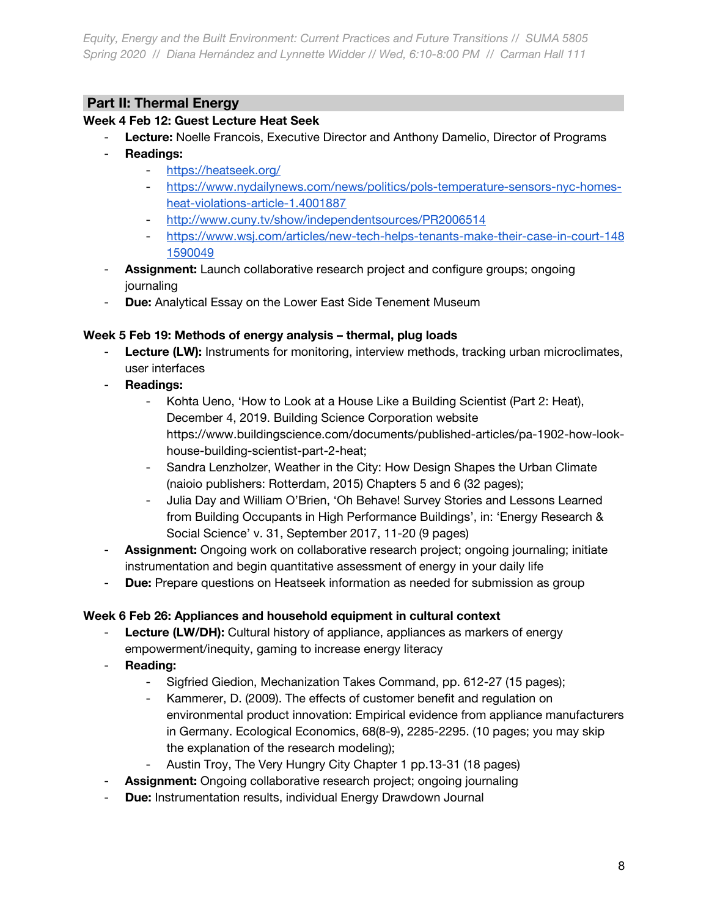## Part II: Thermal Energy

**Week 4 Feb 12: Guest Lecture Heat Seek**

- **Lecture:** Noelle Francois, Executive Director and Anthony Damelio, Director of Programs
- **Readings:**
    - https://heatseek.org/
    - https://www.nydailynews.com/news/politics/pols-temperature-sensors-nyc-homes-heat-violations-article-1.4001887
    - http://www.cuny.tv/show/independentsources/PR2006514
    - https://www.wsj.com/articles/new-tech-helps-tenants-make-their-case-in-court-1481590049
- **Assignment:** Launch collaborative research project and configure groups; ongoing journaling
- **Due:** Analytical Essay on the Lower East Side Tenement Museum

**Week 5 Feb 19: Methods of energy analysis – thermal, plug loads**

- **Lecture (LW):** Instruments for monitoring, interview methods, tracking urban microclimates, user interfaces
- **Readings:**
    - Kohta Ueno, 'How to Look at a House Like a Building Scientist (Part 2: Heat), December 4, 2019. Building Science Corporation website https://www.buildingscience.com/documents/published-articles/pa-1902-how-look-house-building-scientist-part-2-heat;
    - Sandra Lenzholzer, Weather in the City: How Design Shapes the Urban Climate (naioio publishers: Rotterdam, 2015) Chapters 5 and 6 (32 pages);
    - Julia Day and William O'Brien, 'Oh Behave! Survey Stories and Lessons Learned from Building Occupants in High Performance Buildings', in: 'Energy Research & Social Science' v. 31, September 2017, 11-20 (9 pages)
- **Assignment:** Ongoing work on collaborative research project; ongoing journaling; initiate instrumentation and begin quantitative assessment of energy in your daily life
- **Due:** Prepare questions on Heatseek information as needed for submission as group

**Week 6 Feb 26: Appliances and household equipment in cultural context**

- **Lecture (LW/DH):** Cultural history of appliance, appliances as markers of energy empowerment/inequity, gaming to increase energy literacy
- **Reading:**
    - Sigfried Giedion, Mechanization Takes Command, pp. 612-27 (15 pages);
    - Kammerer, D. (2009). The effects of customer benefit and regulation on environmental product innovation: Empirical evidence from appliance manufacturers in Germany. Ecological Economics, 68(8-9), 2285-2295. (10 pages; you may skip the explanation of the research modeling);
    - Austin Troy, The Very Hungry City Chapter 1 pp.13-31 (18 pages)
- **Assignment:** Ongoing collaborative research project; ongoing journaling
- **Due:** Instrumentation results, individual Energy Drawdown Journal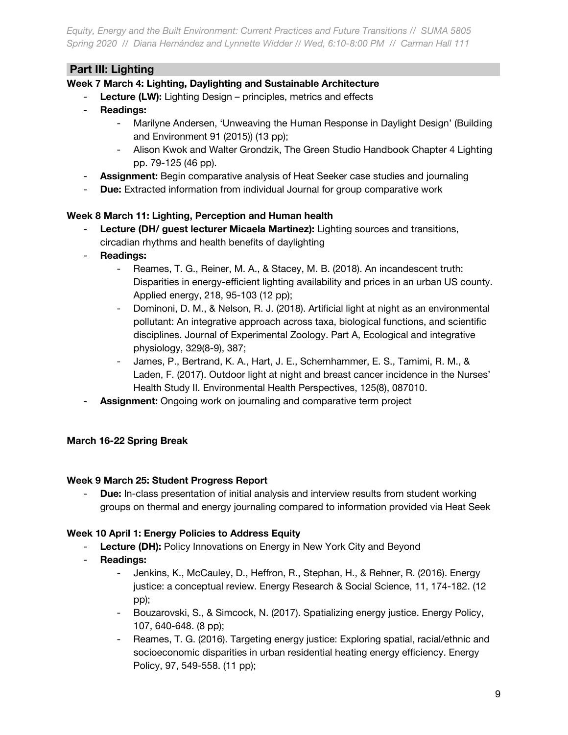## Part III: Lighting

### Week 7 March 4: Lighting, Daylighting and Sustainable Architecture

- **Lecture (LW):** Lighting Design – principles, metrics and effects
- **Readings:**
    - Marilyne Andersen, 'Unweaving the Human Response in Daylight Design' (Building and Environment 91 (2015)) (13 pp);
    - Alison Kwok and Walter Grondzik, The Green Studio Handbook Chapter 4 Lighting pp. 79-125 (46 pp).
- **Assignment:** Begin comparative analysis of Heat Seeker case studies and journaling
- **Due:** Extracted information from individual Journal for group comparative work

### Week 8 March 11: Lighting, Perception and Human health

- **Lecture (DH/ guest lecturer Micaela Martinez):** Lighting sources and transitions, circadian rhythms and health benefits of daylighting
- **Readings:**
    - Reames, T. G., Reiner, M. A., & Stacey, M. B. (2018). An incandescent truth: Disparities in energy-efficient lighting availability and prices in an urban US county. Applied energy, 218, 95-103 (12 pp);
    - Dominoni, D. M., & Nelson, R. J. (2018). Artificial light at night as an environmental pollutant: An integrative approach across taxa, biological functions, and scientific disciplines. Journal of Experimental Zoology. Part A, Ecological and integrative physiology, 329(8-9), 387;
    - James, P., Bertrand, K. A., Hart, J. E., Schernhammer, E. S., Tamimi, R. M., & Laden, F. (2017). Outdoor light at night and breast cancer incidence in the Nurses' Health Study II. Environmental Health Perspectives, 125(8), 087010.
- **Assignment:** Ongoing work on journaling and comparative term project

### March 16-22 Spring Break

### Week 9 March 25: Student Progress Report

- **Due:** In-class presentation of initial analysis and interview results from student working groups on thermal and energy journaling compared to information provided via Heat Seek

### Week 10 April 1: Energy Policies to Address Equity

- **Lecture (DH):** Policy Innovations on Energy in New York City and Beyond
- **Readings:**
    - Jenkins, K., McCauley, D., Heffron, R., Stephan, H., & Rehner, R. (2016). Energy justice: a conceptual review. Energy Research & Social Science, 11, 174-182. (12 pp);
    - Bouzarovski, S., & Simcock, N. (2017). Spatializing energy justice. Energy Policy, 107, 640-648. (8 pp);
    - Reames, T. G. (2016). Targeting energy justice: Exploring spatial, racial/ethnic and socioeconomic disparities in urban residential heating energy efficiency. Energy Policy, 97, 549-558. (11 pp);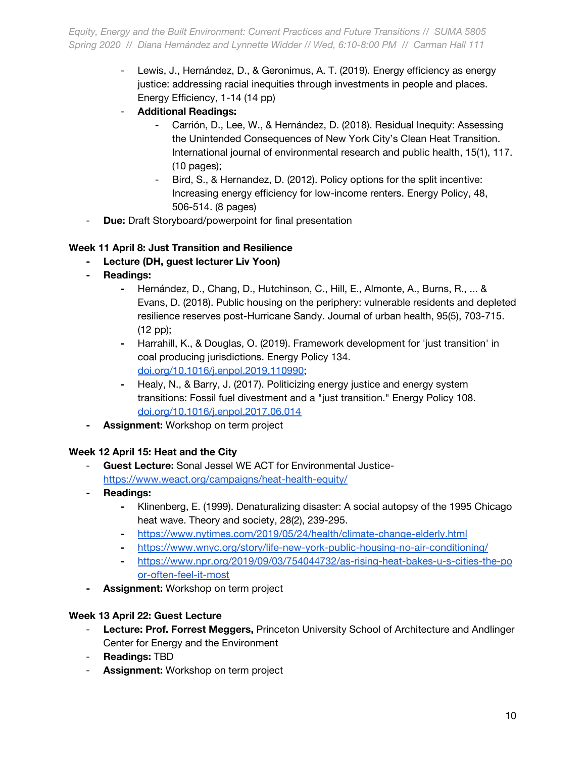- Lewis, J., Hernández, D., & Geronimus, A. T. (2019). Energy efficiency as energy justice: addressing racial inequities through investments in people and places. Energy Efficiency, 1-14 (14 pp)
- **Additional Readings:**
    - Carrión, D., Lee, W., & Hernández, D. (2018). Residual Inequity: Assessing the Unintended Consequences of New York City's Clean Heat Transition. International journal of environmental research and public health, 15(1), 117. (10 pages);
    - Bird, S., & Hernandez, D. (2012). Policy options for the split incentive: Increasing energy efficiency for low-income renters. Energy Policy, 48, 506-514. (8 pages)
- **Due:** Draft Storyboard/powerpoint for final presentation

**Week 11 April 8: Just Transition and Resilience**

- **Lecture (DH, guest lecturer Liv Yoon)**
- **Readings:**
    - Hernández, D., Chang, D., Hutchinson, C., Hill, E., Almonte, A., Burns, R., ... & Evans, D. (2018). Public housing on the periphery: vulnerable residents and depleted resilience reserves post-Hurricane Sandy. Journal of urban health, 95(5), 703-715. (12 pp);
    - Harrahill, K., & Douglas, O. (2019). Framework development for 'just transition' in coal producing jurisdictions. Energy Policy 134. [doi.org/10.1016/j.enpol.2019.110990](https://doi.org/10.1016/j.enpol.2019.110990);
    - Healy, N., & Barry, J. (2017). Politicizing energy justice and energy system transitions: Fossil fuel divestment and a "just transition." Energy Policy 108. [doi.org/10.1016/j.enpol.2017.06.014](https://doi.org/10.1016/j.enpol.2017.06.014)
- **Assignment:** Workshop on term project

**Week 12 April 15: Heat and the City**

- **Guest Lecture:** Sonal Jessel WE ACT for Environmental Justice- [https://www.weact.org/campaigns/heat-health-equity/](https://www.weact.org/campaigns/heat-health-equity/)
- **Readings:**
    - Klinenberg, E. (1999). Denaturalizing disaster: A social autopsy of the 1995 Chicago heat wave. Theory and society, 28(2), 239-295.
    - [https://www.nytimes.com/2019/05/24/health/climate-change-elderly.html](https://www.nytimes.com/2019/05/24/health/climate-change-elderly.html)
    - [https://www.wnyc.org/story/life-new-york-public-housing-no-air-conditioning/](https://www.wnyc.org/story/life-new-york-public-housing-no-air-conditioning/)
    - [https://www.npr.org/2019/09/03/754044732/as-rising-heat-bakes-u-s-cities-the-poor-often-feel-it-most](https://www.npr.org/2019/09/03/754044732/as-rising-heat-bakes-u-s-cities-the-poor-often-feel-it-most)
- **Assignment:** Workshop on term project

**Week 13 April 22: Guest Lecture**

- **Lecture: Prof. Forrest Meggers,** Princeton University School of Architecture and Andlinger Center for Energy and the Environment
- **Readings:** TBD
- **Assignment:** Workshop on term project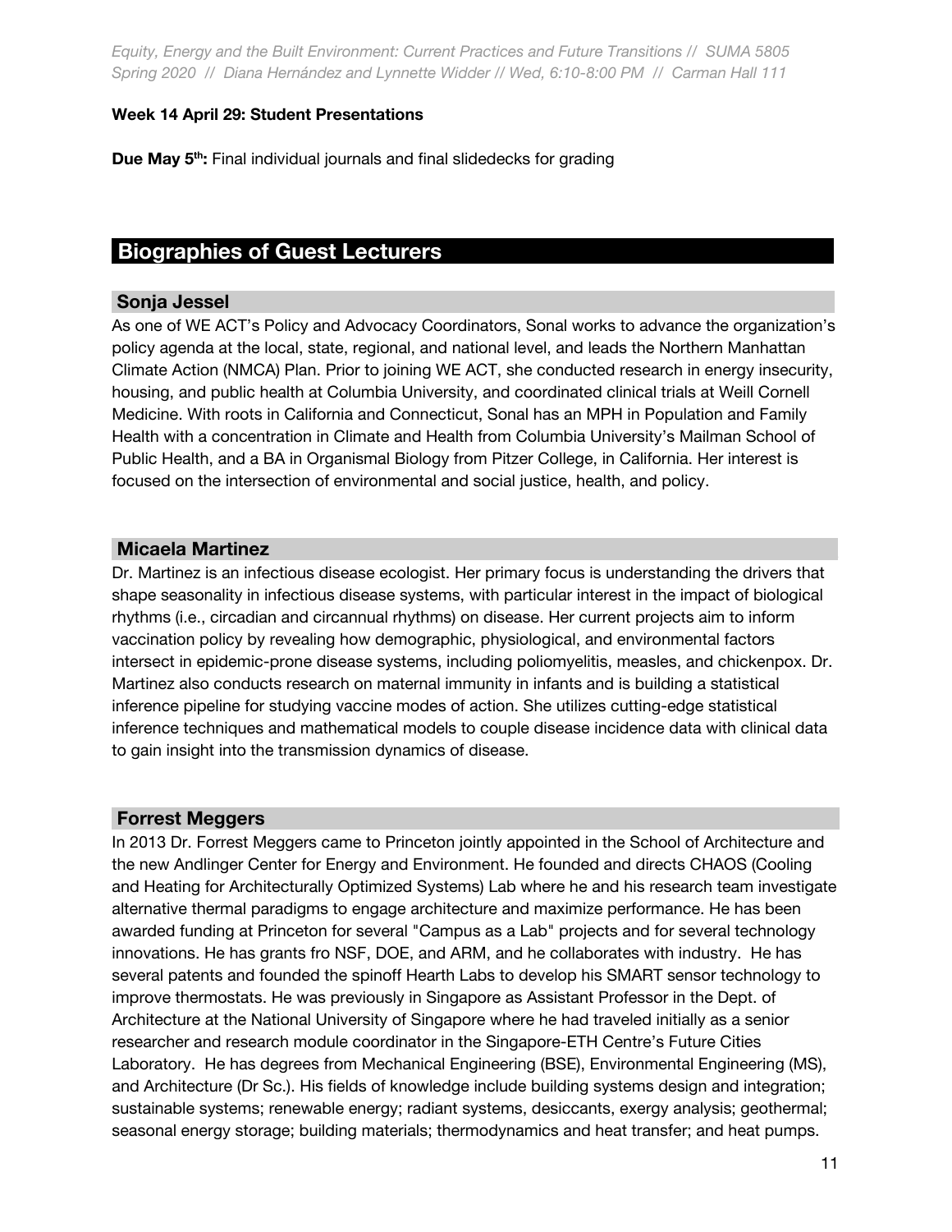**Week 14 April 29: Student Presentations**

**Due May 5th:** Final individual journals and final slidedecks for grading

## Biographies of Guest Lecturers

### Sonja Jessel

As one of WE ACT's Policy and Advocacy Coordinators, Sonal works to advance the organization's policy agenda at the local, state, regional, and national level, and leads the Northern Manhattan Climate Action (NMCA) Plan. Prior to joining WE ACT, she conducted research in energy insecurity, housing, and public health at Columbia University, and coordinated clinical trials at Weill Cornell Medicine. With roots in California and Connecticut, Sonal has an MPH in Population and Family Health with a concentration in Climate and Health from Columbia University's Mailman School of Public Health, and a BA in Organismal Biology from Pitzer College, in California. Her interest is focused on the intersection of environmental and social justice, health, and policy.

### Micaela Martinez

Dr. Martinez is an infectious disease ecologist. Her primary focus is understanding the drivers that shape seasonality in infectious disease systems, with particular interest in the impact of biological rhythms (i.e., circadian and circannual rhythms) on disease. Her current projects aim to inform vaccination policy by revealing how demographic, physiological, and environmental factors intersect in epidemic-prone disease systems, including poliomyelitis, measles, and chickenpox. Dr. Martinez also conducts research on maternal immunity in infants and is building a statistical inference pipeline for studying vaccine modes of action. She utilizes cutting-edge statistical inference techniques and mathematical models to couple disease incidence data with clinical data to gain insight into the transmission dynamics of disease.

### Forrest Meggers

In 2013 Dr. Forrest Meggers came to Princeton jointly appointed in the School of Architecture and the new Andlinger Center for Energy and Environment. He founded and directs CHAOS (Cooling and Heating for Architecturally Optimized Systems) Lab where he and his research team investigate alternative thermal paradigms to engage architecture and maximize performance. He has been awarded funding at Princeton for several "Campus as a Lab" projects and for several technology innovations. He has grants fro NSF, DOE, and ARM, and he collaborates with industry. He has several patents and founded the spinoff Hearth Labs to develop his SMART sensor technology to improve thermostats. He was previously in Singapore as Assistant Professor in the Dept. of Architecture at the National University of Singapore where he had traveled initially as a senior researcher and research module coordinator in the Singapore-ETH Centre's Future Cities Laboratory. He has degrees from Mechanical Engineering (BSE), Environmental Engineering (MS), and Architecture (Dr Sc.). His fields of knowledge include building systems design and integration; sustainable systems; renewable energy; radiant systems, desiccants, exergy analysis; geothermal; seasonal energy storage; building materials; thermodynamics and heat transfer; and heat pumps.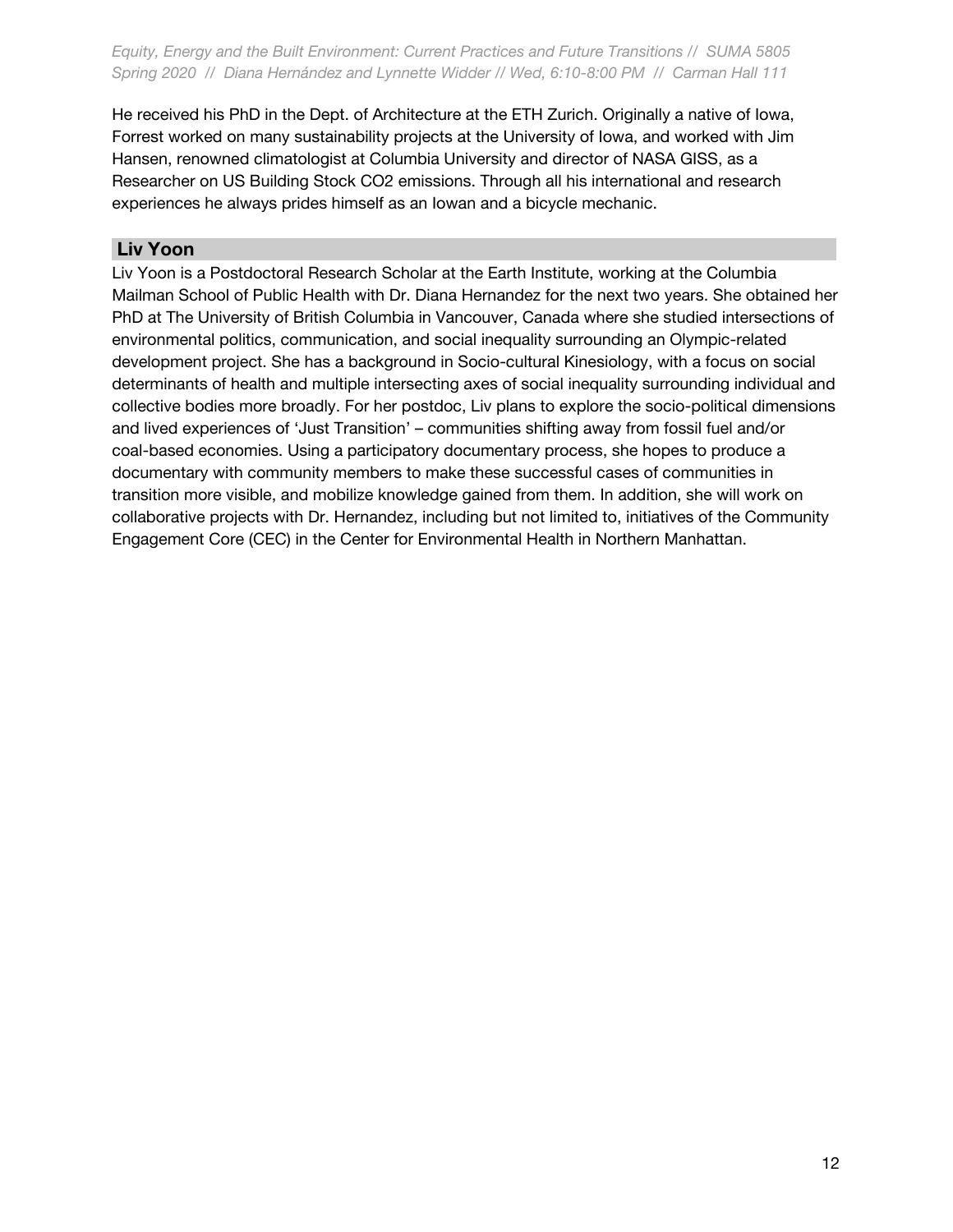He received his PhD in the Dept. of Architecture at the ETH Zurich. Originally a native of Iowa, Forrest worked on many sustainability projects at the University of Iowa, and worked with Jim Hansen, renowned climatologist at Columbia University and director of NASA GISS, as a Researcher on US Building Stock $CO_2$ emissions. Through all his international and research experiences he always prides himself as an Iowan and a bicycle mechanic.

## Liv Yoon

Liv Yoon is a Postdoctoral Research Scholar at the Earth Institute, working at the Columbia Mailman School of Public Health with Dr. Diana Hernandez for the next two years. She obtained her PhD at The University of British Columbia in Vancouver, Canada where she studied intersections of environmental politics, communication, and social inequality surrounding an Olympic-related development project. She has a background in Socio-cultural Kinesiology, with a focus on social determinants of health and multiple intersecting axes of social inequality surrounding individual and collective bodies more broadly. For her postdoc, Liv plans to explore the socio-political dimensions and lived experiences of 'Just Transition' – communities shifting away from fossil fuel and/or coal-based economies. Using a participatory documentary process, she hopes to produce a documentary with community members to make these successful cases of communities in transition more visible, and mobilize knowledge gained from them. In addition, she will work on collaborative projects with Dr. Hernandez, including but not limited to, initiatives of the Community Engagement Core (CEC) in the Center for Environmental Health in Northern Manhattan.